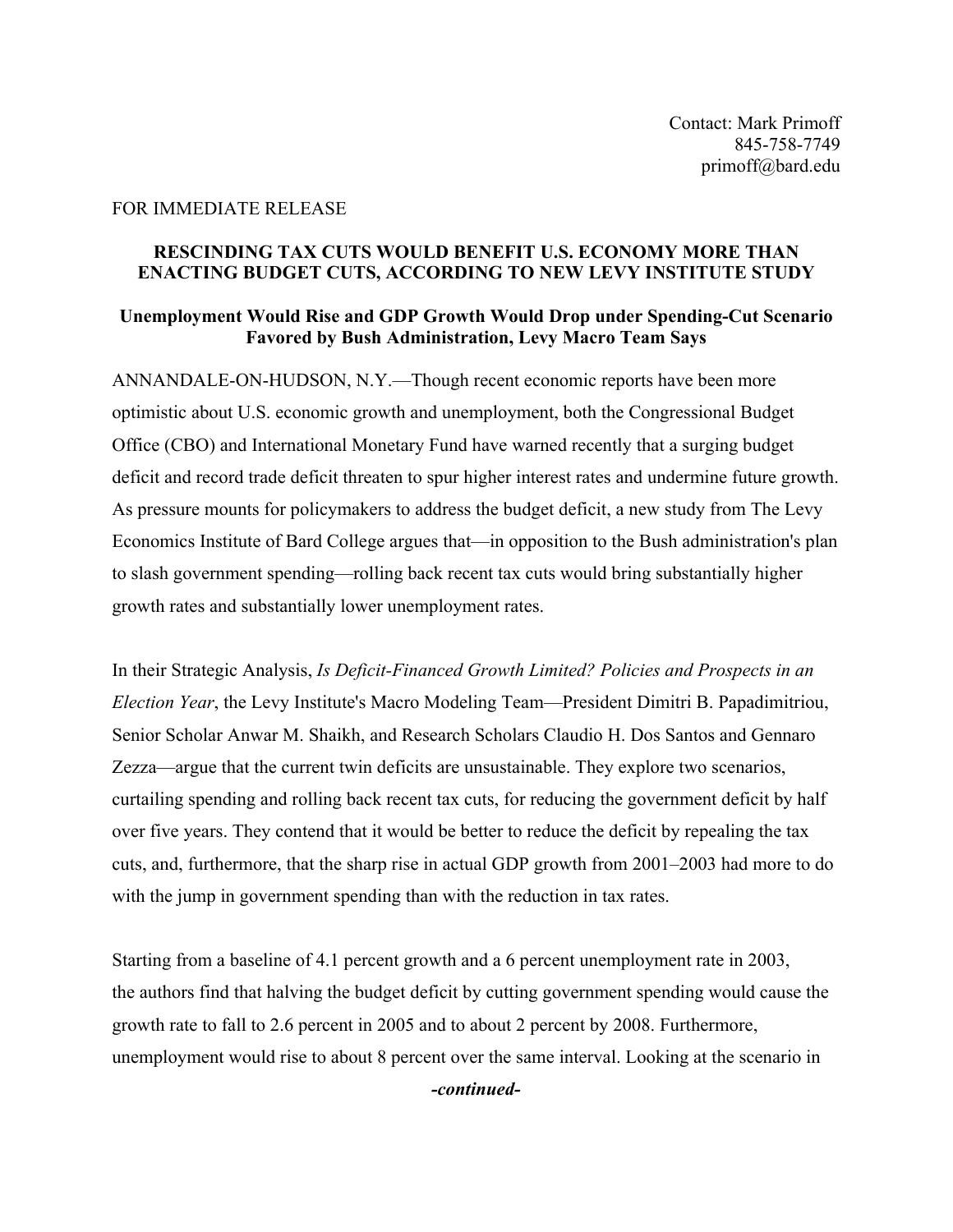Contact: Mark Primoff
845-758-7749
primoff@bard.edu

FOR IMMEDIATE RELEASE

**RESCINDING TAX CUTS WOULD BENEFIT U.S. ECONOMY MORE THAN ENACTING BUDGET CUTS, ACCORDING TO NEW LEVY INSTITUTE STUDY**

**Unemployment Would Rise and GDP Growth Would Drop under Spending-Cut Scenario Favored by Bush Administration, Levy Macro Team Says**

ANNANDALE-ON-HUDSON, N.Y.—Though recent economic reports have been more optimistic about U.S. economic growth and unemployment, both the Congressional Budget Office (CBO) and International Monetary Fund have warned recently that a surging budget deficit and record trade deficit threaten to spur higher interest rates and undermine future growth. As pressure mounts for policymakers to address the budget deficit, a new study from The Levy Economics Institute of Bard College argues that—in opposition to the Bush administration's plan to slash government spending—rolling back recent tax cuts would bring substantially higher growth rates and substantially lower unemployment rates.

In their Strategic Analysis, *Is Deficit-Financed Growth Limited? Policies and Prospects in an Election Year*, the Levy Institute's Macro Modeling Team—President Dimitri B. Papadimitriou, Senior Scholar Anwar M. Shaikh, and Research Scholars Claudio H. Dos Santos and Gennaro Zezza—argue that the current twin deficits are unsustainable. They explore two scenarios, curtailing spending and rolling back recent tax cuts, for reducing the government deficit by half over five years. They contend that it would be better to reduce the deficit by repealing the tax cuts, and, furthermore, that the sharp rise in actual GDP growth from 2001–2003 had more to do with the jump in government spending than with the reduction in tax rates.

Starting from a baseline of 4.1 percent growth and a 6 percent unemployment rate in 2003, the authors find that halving the budget deficit by cutting government spending would cause the growth rate to fall to 2.6 percent in 2005 and to about 2 percent by 2008. Furthermore, unemployment would rise to about 8 percent over the same interval. Looking at the scenario in

***-continued-***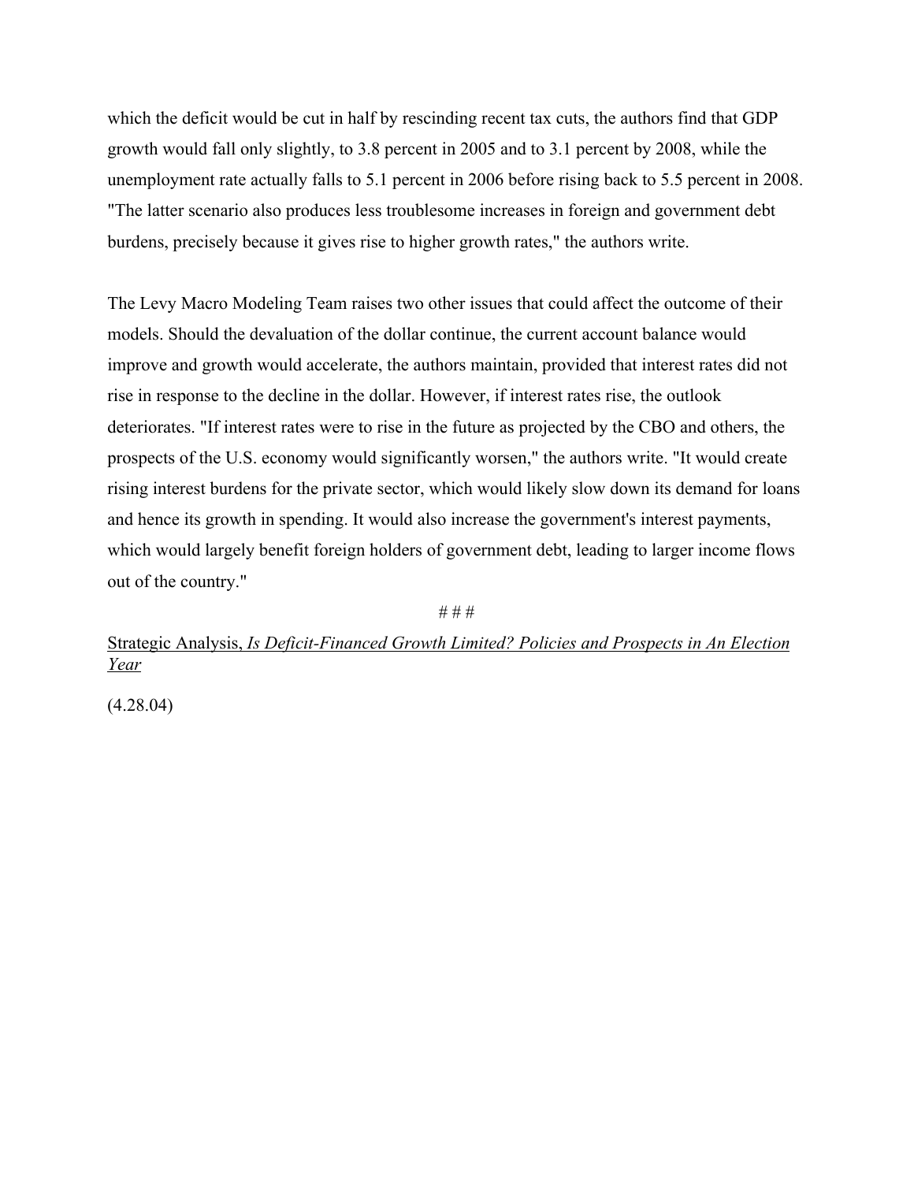which the deficit would be cut in half by rescinding recent tax cuts, the authors find that GDP growth would fall only slightly, to 3.8 percent in 2005 and to 3.1 percent by 2008, while the unemployment rate actually falls to 5.1 percent in 2006 before rising back to 5.5 percent in 2008. "The latter scenario also produces less troublesome increases in foreign and government debt burdens, precisely because it gives rise to higher growth rates," the authors write.

The Levy Macro Modeling Team raises two other issues that could affect the outcome of their models. Should the devaluation of the dollar continue, the current account balance would improve and growth would accelerate, the authors maintain, provided that interest rates did not rise in response to the decline in the dollar. However, if interest rates rise, the outlook deteriorates. "If interest rates were to rise in the future as projected by the CBO and others, the prospects of the U.S. economy would significantly worsen," the authors write. "It would create rising interest burdens for the private sector, which would likely slow down its demand for loans and hence its growth in spending. It would also increase the government's interest payments, which would largely benefit foreign holders of government debt, leading to larger income flows out of the country."

# # #

Strategic Analysis, *Is Deficit-Financed Growth Limited? Policies and Prospects in An Election Year*

(4.28.04)